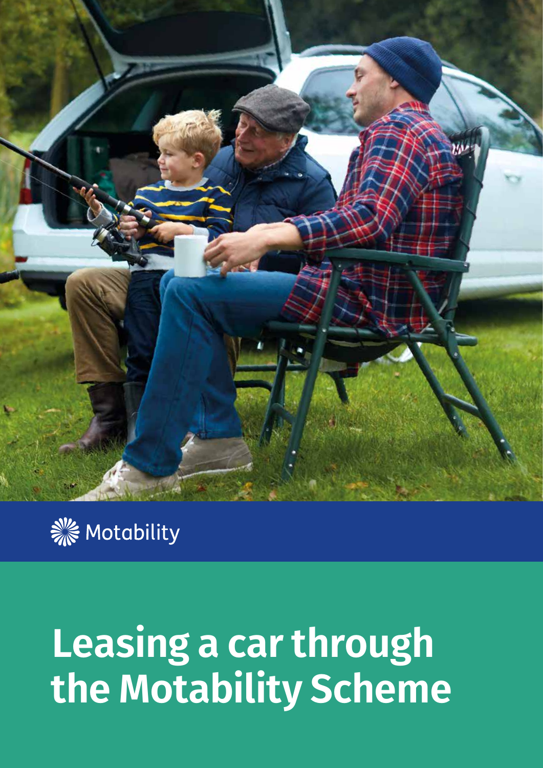Motability

# Leasing a car through the Motability Scheme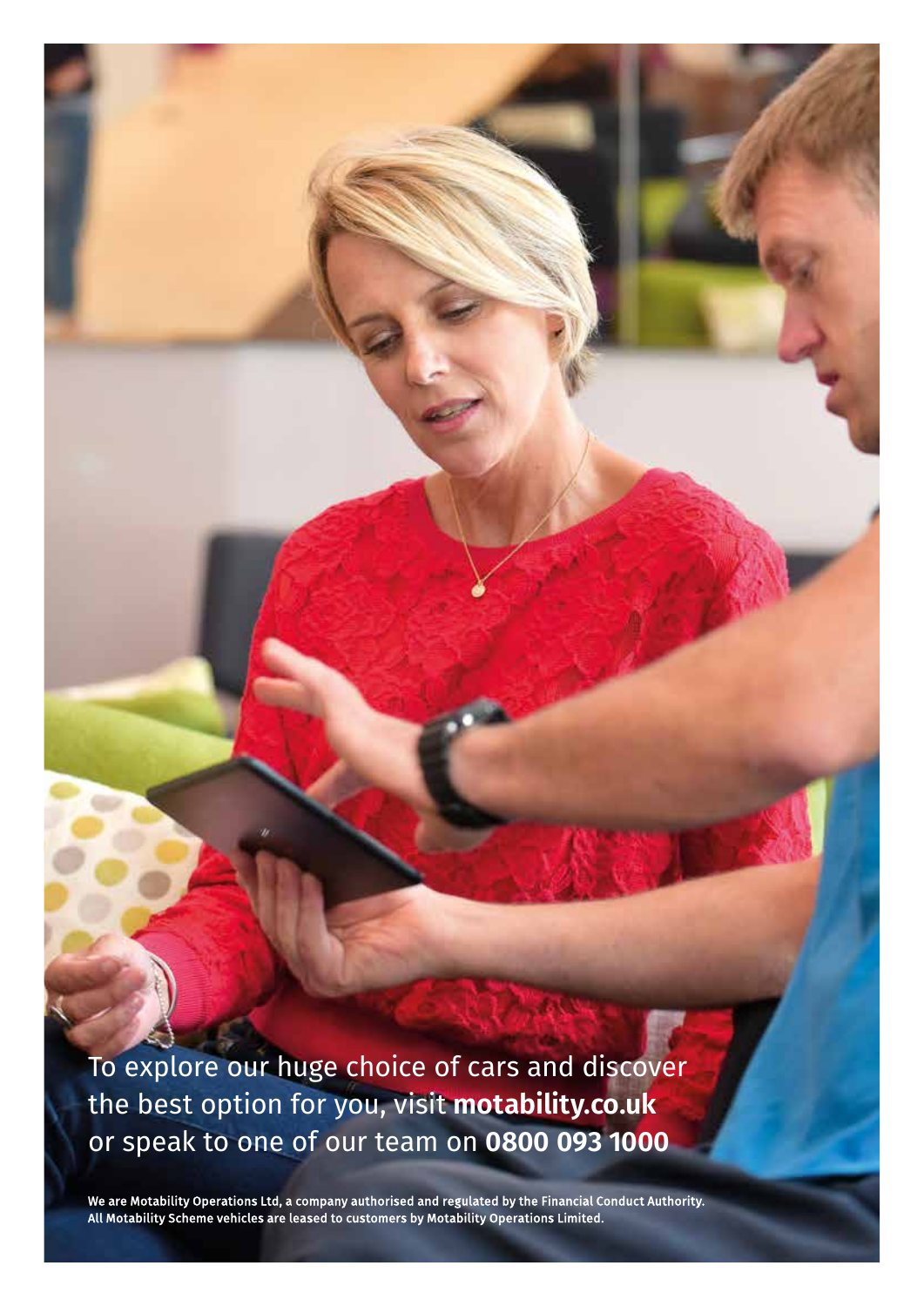To explore our huge choice of cars and discover the best option for you, visit **motability.co.uk** or speak to one of our team on **0800 093 1000**

**We are Motability Operations Ltd, a company authorised and regulated by the Financial Conduct Authority. All Motability Scheme vehicles are leased to customers by Motability Operations Limited.**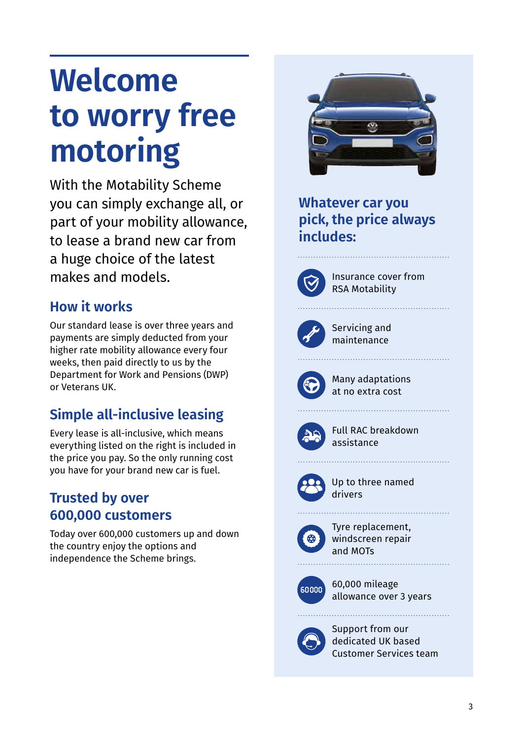# Welcome to worry free motoring

With the Motability Scheme you can simply exchange all, or part of your mobility allowance, to lease a brand new car from a huge choice of the latest makes and models.

## How it works

Our standard lease is over three years and payments are simply deducted from your higher rate mobility allowance every four weeks, then paid directly to us by the Department for Work and Pensions (DWP) or Veterans UK.

## Simple all-inclusive leasing

Every lease is all-inclusive, which means everything listed on the right is included in the price you pay. So the only running cost you have for your brand new car is fuel.

## Trusted by over 600,000 customers

Today over 600,000 customers up and down the country enjoy the options and independence the Scheme brings.

## Whatever car you pick, the price always includes:

- Insurance cover from RSA Motability
- Servicing and maintenance
- Many adaptations at no extra cost
- Full RAC breakdown assistance
- Up to three named drivers
- Tyre replacement, windscreen repair and MOTs
- 60,000 mileage allowance over 3 years
- Support from our dedicated UK based Customer Services team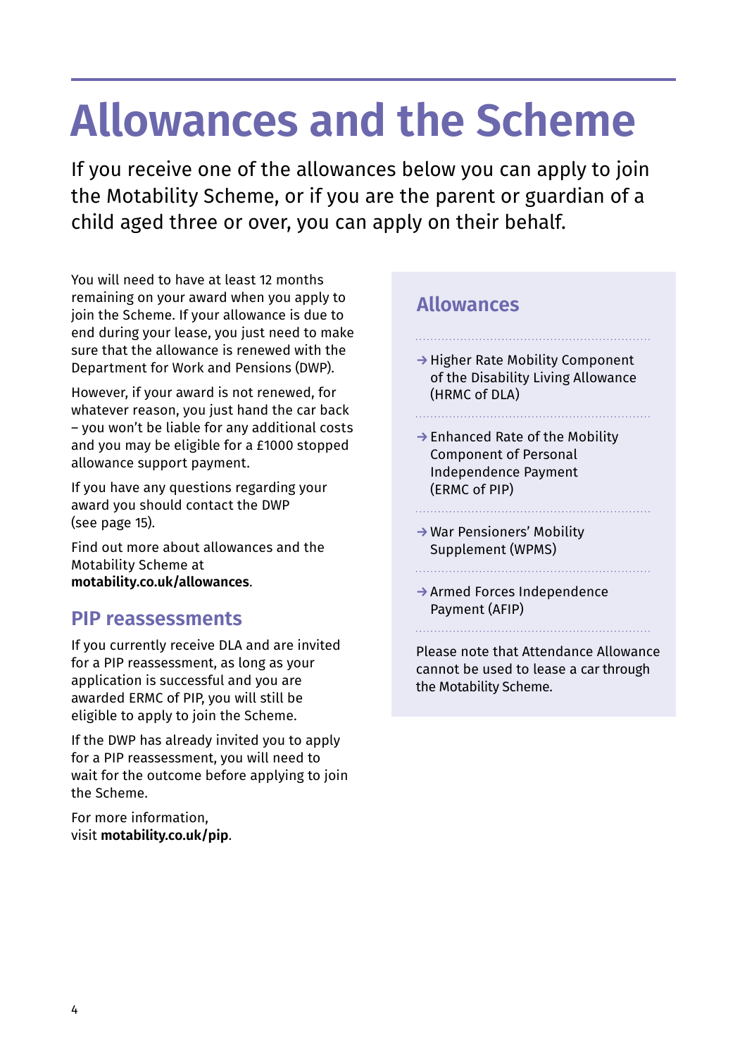# Allowances and the Scheme

If you receive one of the allowances below you can apply to join the Motability Scheme, or if you are the parent or guardian of a child aged three or over, you can apply on their behalf.

You will need to have at least 12 months remaining on your award when you apply to join the Scheme. If your allowance is due to end during your lease, you just need to make sure that the allowance is renewed with the Department for Work and Pensions (DWP).

However, if your award is not renewed, for whatever reason, you just hand the car back – you won't be liable for any additional costs and you may be eligible for a £1000 stopped allowance support payment.

If you have any questions regarding your award you should contact the DWP (see page 15).

Find out more about allowances and the Motability Scheme at **motability.co.uk/allowances**.

## PIP reassessments

If you currently receive DLA and are invited for a PIP reassessment, as long as your application is successful and you are awarded ERMC of PIP, you will still be eligible to apply to join the Scheme.

If the DWP has already invited you to apply for a PIP reassessment, you will need to wait for the outcome before applying to join the Scheme.

For more information, visit **motability.co.uk/pip**.

## Allowances

- → Higher Rate Mobility Component of the Disability Living Allowance (HRMC of DLA)
- → Enhanced Rate of the Mobility Component of Personal Independence Payment (ERMC of PIP)
- → War Pensioners' Mobility Supplement (WPMS)
- → Armed Forces Independence Payment (AFIP)

Please note that Attendance Allowance cannot be used to lease a car through the Motability Scheme.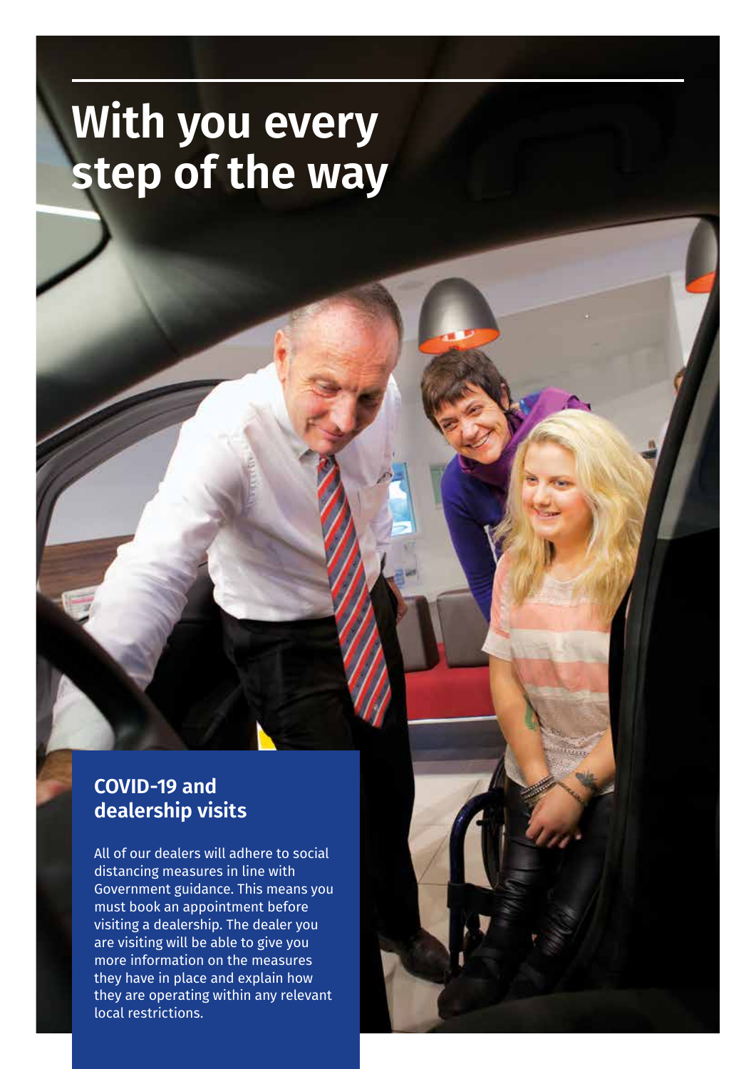# With you every step of the way

## COVID-19 and dealership visits

All of our dealers will adhere to social distancing measures in line with Government guidance. This means you must book an appointment before visiting a dealership. The dealer you are visiting will be able to give you more information on the measures they have in place and explain how they are operating within any relevant local restrictions.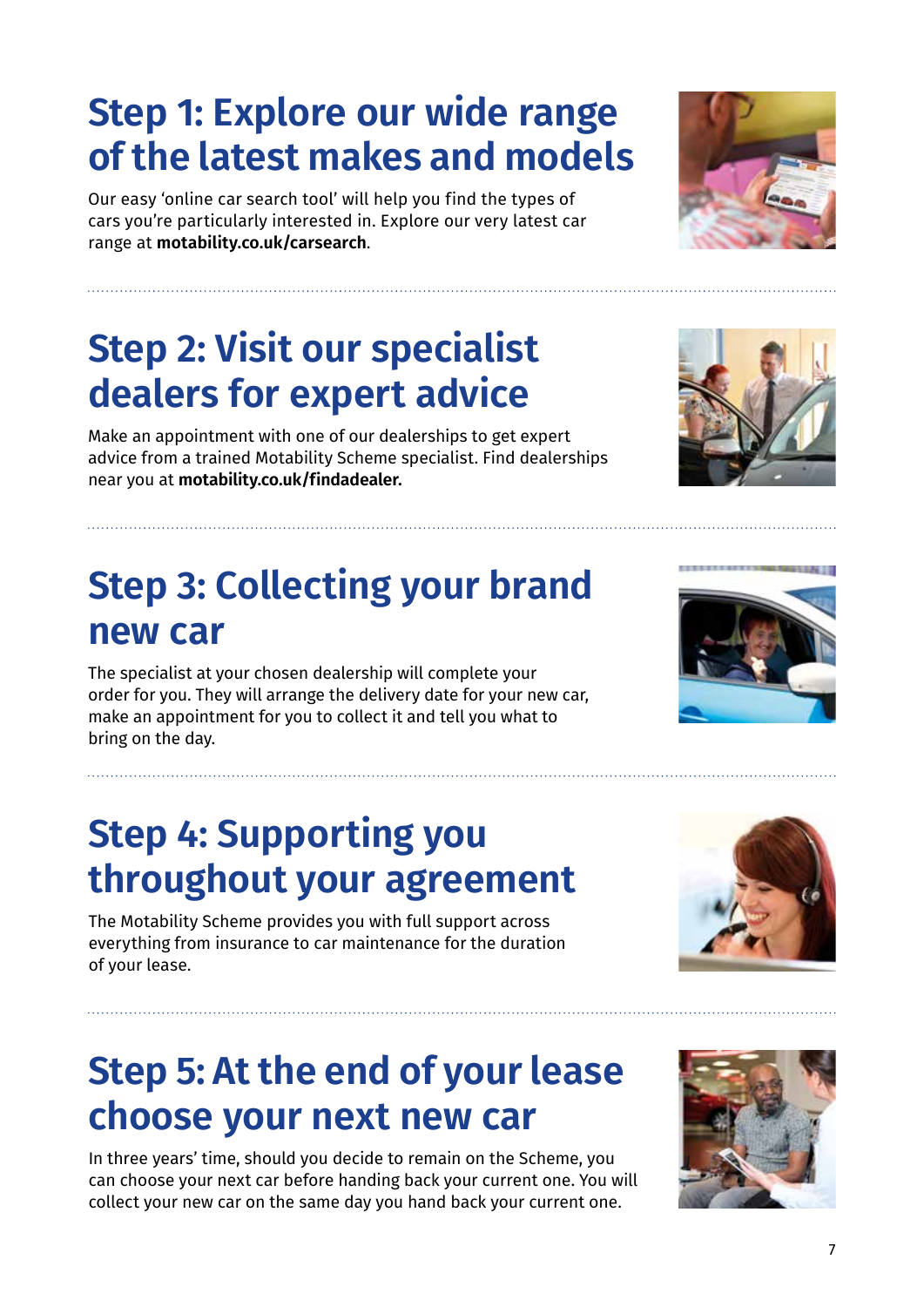## Step 1: Explore our wide range of the latest makes and models

Our easy 'online car search tool' will help you find the types of cars you're particularly interested in. Explore our very latest car range at **motability.co.uk/carsearch**.

## Step 2: Visit our specialist dealers for expert advice

Make an appointment with one of our dealerships to get expert advice from a trained Motability Scheme specialist. Find dealerships near you at **motability.co.uk/findadealer.**

## Step 3: Collecting your brand new car

The specialist at your chosen dealership will complete your order for you. They will arrange the delivery date for your new car, make an appointment for you to collect it and tell you what to bring on the day.

## Step 4: Supporting you throughout your agreement

The Motability Scheme provides you with full support across everything from insurance to car maintenance for the duration of your lease.

## Step 5: At the end of your lease choose your next new car

In three years' time, should you decide to remain on the Scheme, you can choose your next car before handing back your current one. You will collect your new car on the same day you hand back your current one.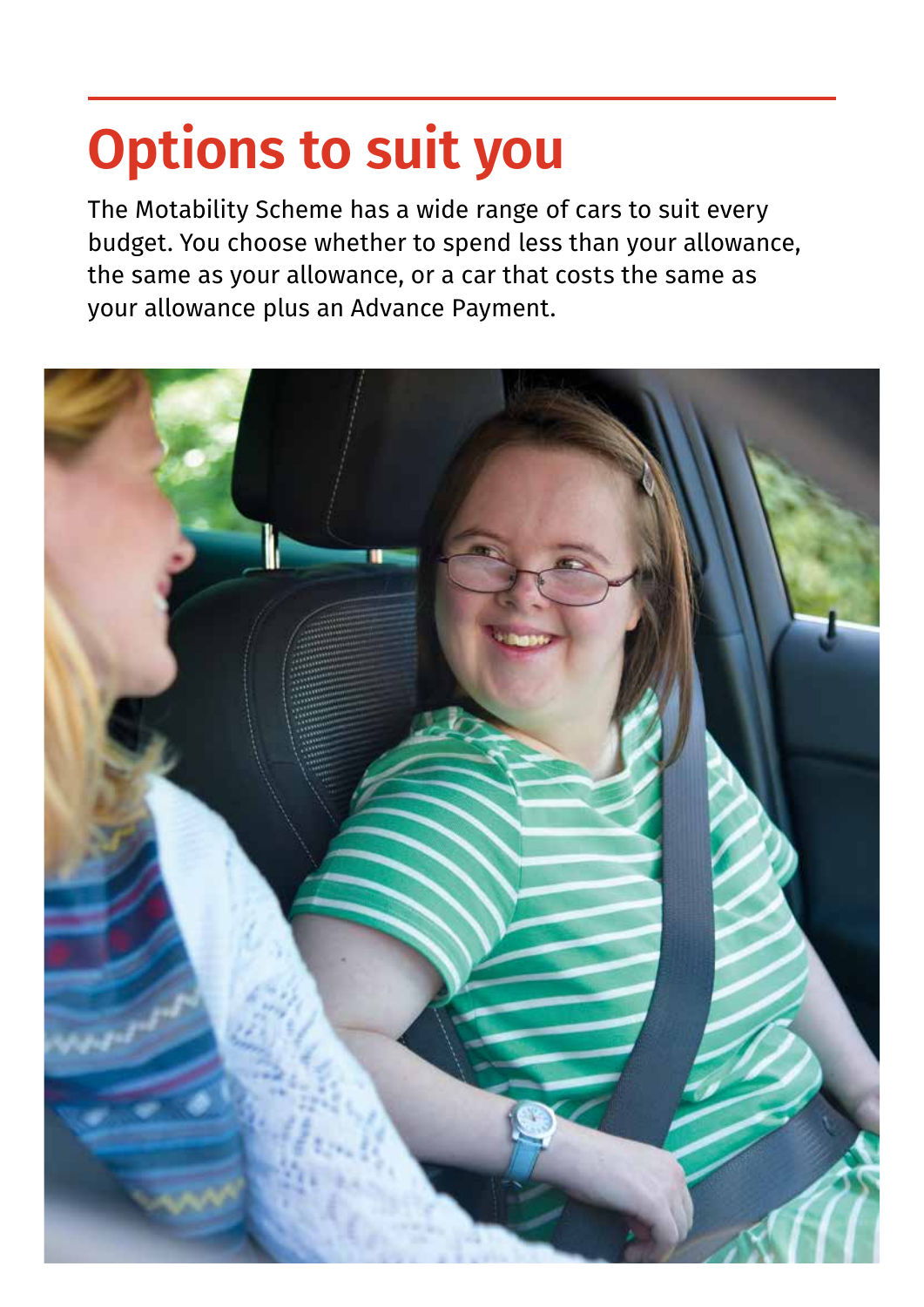# Options to suit you

The Motability Scheme has a wide range of cars to suit every budget. You choose whether to spend less than your allowance, the same as your allowance, or a car that costs the same as your allowance plus an Advance Payment.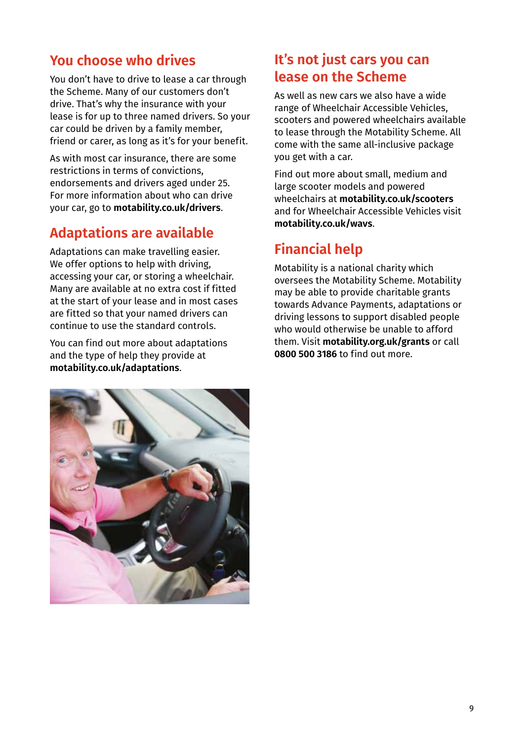## You choose who drives

You don't have to drive to lease a car through the Scheme. Many of our customers don't drive. That's why the insurance with your lease is for up to three named drivers. So your car could be driven by a family member, friend or carer, as long as it's for your benefit.

As with most car insurance, there are some restrictions in terms of convictions, endorsements and drivers aged under 25. For more information about who can drive your car, go to **motability.co.uk/drivers**.

## Adaptations are available

Adaptations can make travelling easier. We offer options to help with driving, accessing your car, or storing a wheelchair. Many are available at no extra cost if fitted at the start of your lease and in most cases are fitted so that your named drivers can continue to use the standard controls.

You can find out more about adaptations and the type of help they provide at **motability.co.uk/adaptations**.

## It's not just cars you can lease on the Scheme

As well as new cars we also have a wide range of Wheelchair Accessible Vehicles, scooters and powered wheelchairs available to lease through the Motability Scheme. All come with the same all-inclusive package you get with a car.

Find out more about small, medium and large scooter models and powered wheelchairs at **motability.co.uk/scooters** and for Wheelchair Accessible Vehicles visit **motability.co.uk/wavs**.

## Financial help

Motability is a national charity which oversees the Motability Scheme. Motability may be able to provide charitable grants towards Advance Payments, adaptations or driving lessons to support disabled people who would otherwise be unable to afford them. Visit **motability.org.uk/grants** or call **0800 500 3186** to find out more.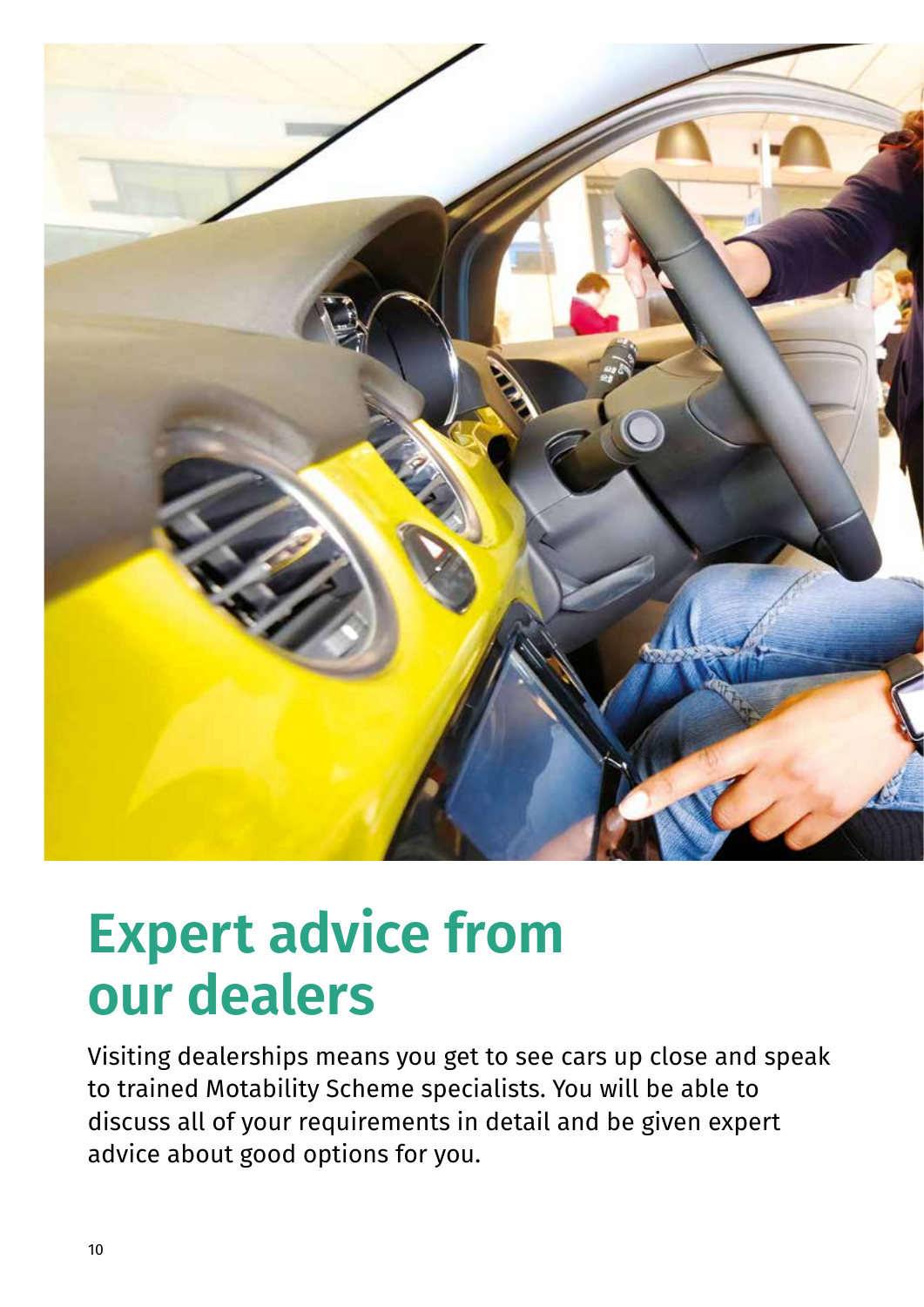# Expert advice from our dealers

Visiting dealerships means you get to see cars up close and speak to trained Motability Scheme specialists. You will be able to discuss all of your requirements in detail and be given expert advice about good options for you.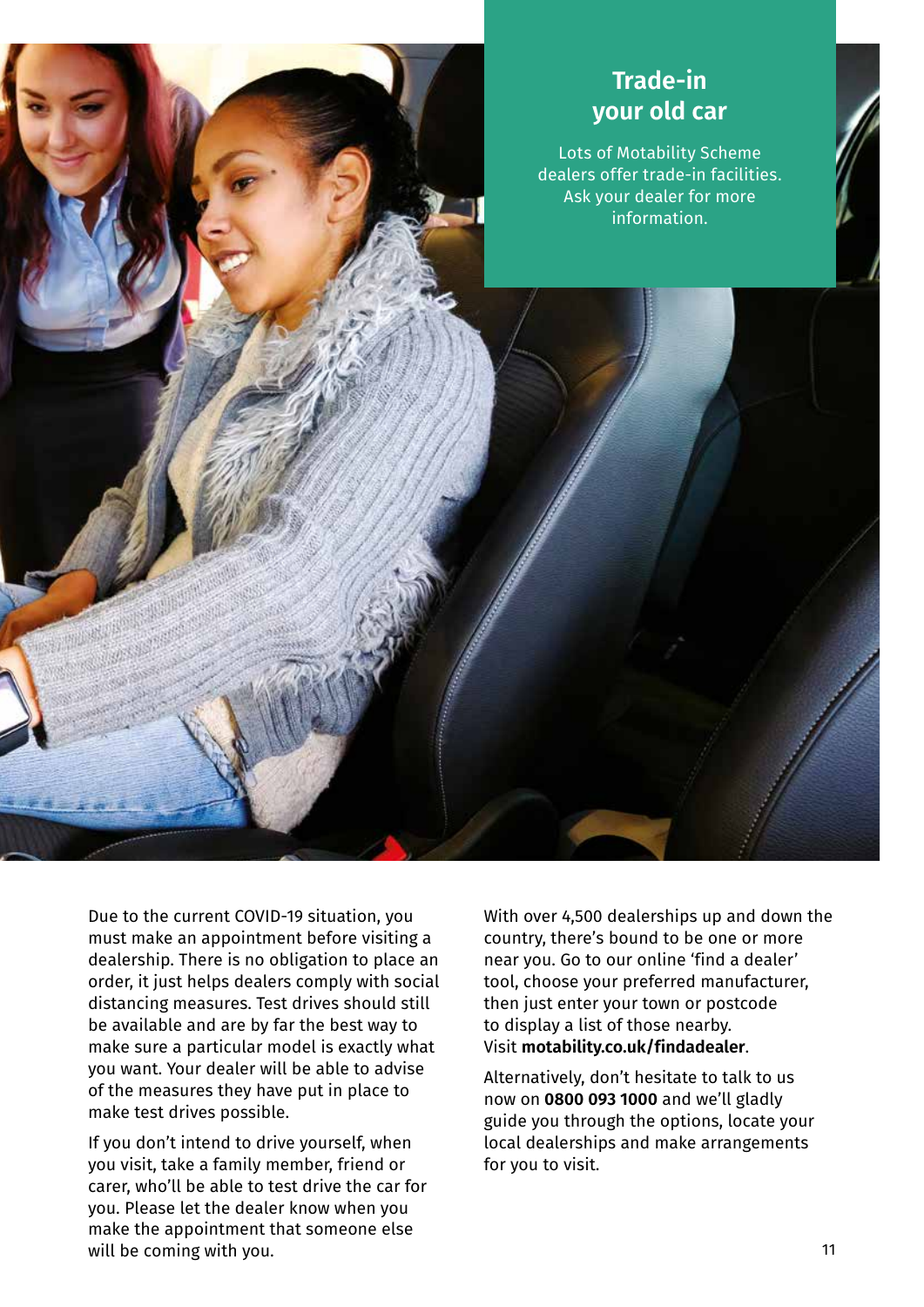## Trade-in your old car

Lots of Motability Scheme dealers offer trade-in facilities. Ask your dealer for more information.

Due to the current COVID-19 situation, you must make an appointment before visiting a dealership. There is no obligation to place an order, it just helps dealers comply with social distancing measures. Test drives should still be available and are by far the best way to make sure a particular model is exactly what you want. Your dealer will be able to advise of the measures they have put in place to make test drives possible.

If you don't intend to drive yourself, when you visit, take a family member, friend or carer, who'll be able to test drive the car for you. Please let the dealer know when you make the appointment that someone else will be coming with you.

With over 4,500 dealerships up and down the country, there's bound to be one or more near you. Go to our online 'find a dealer' tool, choose your preferred manufacturer, then just enter your town or postcode to display a list of those nearby. Visit **motability.co.uk/findadealer**.

Alternatively, don't hesitate to talk to us now on **0800 093 1000** and we'll gladly guide you through the options, locate your local dealerships and make arrangements for you to visit.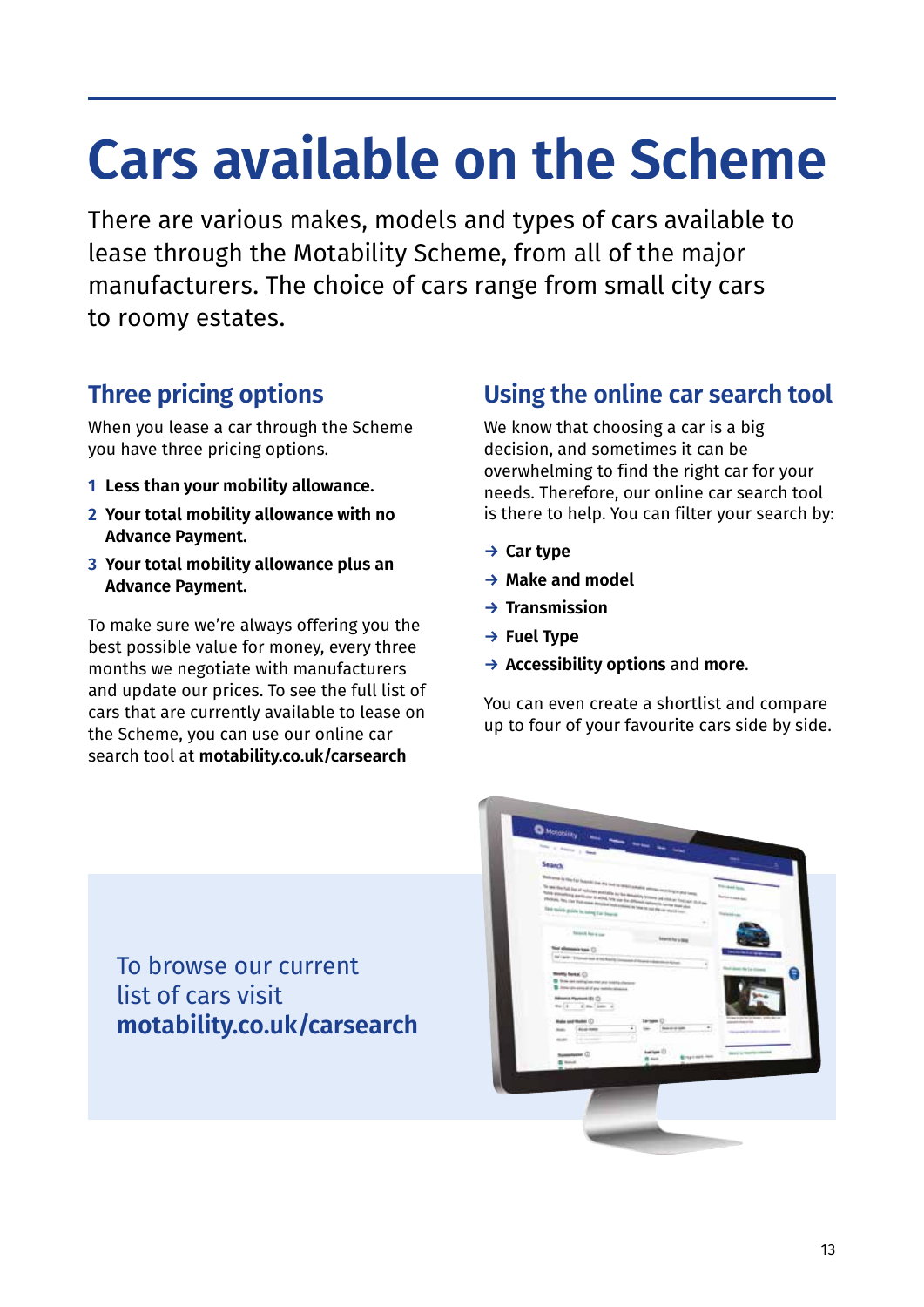# Cars available on the Scheme

There are various makes, models and types of cars available to lease through the Motability Scheme, from all of the major manufacturers. The choice of cars range from small city cars to roomy estates.

## Three pricing options

When you lease a car through the Scheme you have three pricing options.

1. **Less than your mobility allowance.**
2. **Your total mobility allowance with no Advance Payment.**
3. **Your total mobility allowance plus an Advance Payment.**

To make sure we're always offering you the best possible value for money, every three months we negotiate with manufacturers and update our prices. To see the full list of cars that are currently available to lease on the Scheme, you can use our online car search tool at **motability.co.uk/carsearch**

## Using the online car search tool

We know that choosing a car is a big decision, and sometimes it can be overwhelming to find the right car for your needs. Therefore, our online car search tool is there to help. You can filter your search by:

- → **Car type**
- → **Make and model**
- → **Transmission**
- → **Fuel Type**
- → **Accessibility options** and **more**.

You can even create a shortlist and compare up to four of your favourite cars side by side.

To browse our current list of cars visit **motability.co.uk/carsearch**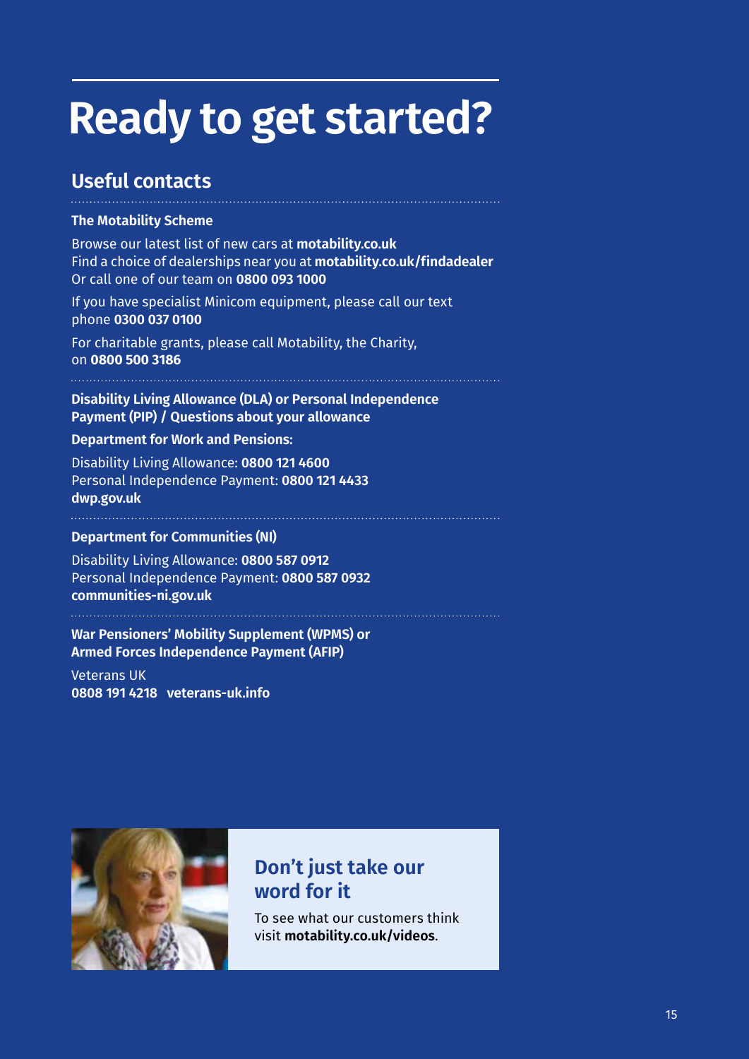# Ready to get started?

## Useful contacts

**The Motability Scheme**

Browse our latest list of new cars at **motability.co.uk**
Find a choice of dealerships near you at **motability.co.uk/findadealer**
Or call one of our team on **0800 093 1000**

If you have specialist Minicom equipment, please call our text phone **0300 037 0100**

For charitable grants, please call Motability, the Charity, on **0800 500 3186**

**Disability Living Allowance (DLA) or Personal Independence Payment (PIP) / Questions about your allowance**

**Department for Work and Pensions:**

Disability Living Allowance: **0800 121 4600**
Personal Independence Payment: **0800 121 4433**
**dwp.gov.uk**

**Department for Communities (NI)**

Disability Living Allowance: **0800 587 0912**
Personal Independence Payment: **0800 587 0932**
**communities-ni.gov.uk**

**War Pensioners' Mobility Supplement (WPMS) or Armed Forces Independence Payment (AFIP)**

Veterans UK
**0808 191 4218 veterans-uk.info**

### Don't just take our word for it

To see what our customers think visit **motability.co.uk/videos**.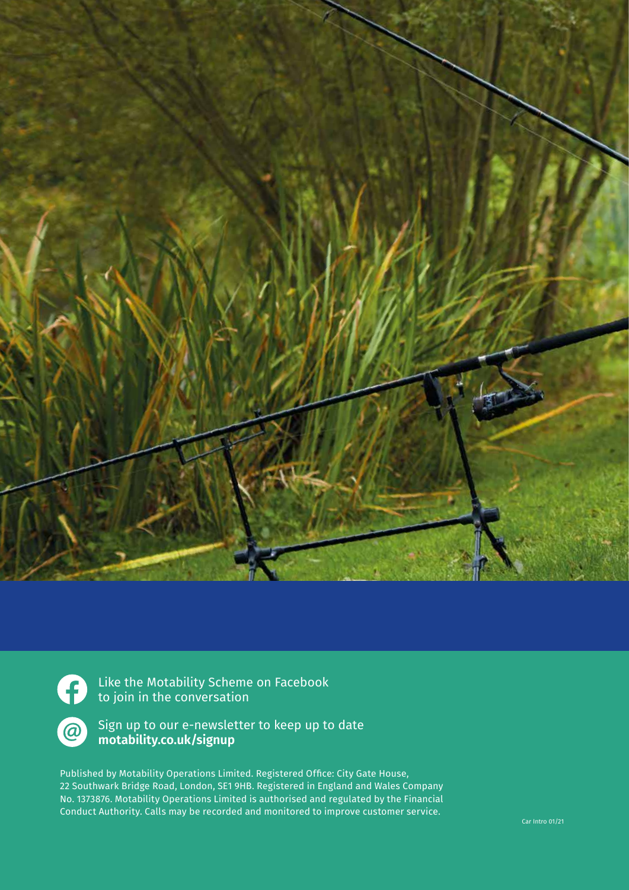Like the Motability Scheme on Facebook to join in the conversation

Sign up to our e-newsletter to keep up to date
**motability.co.uk/signup**

Published by Motability Operations Limited. Registered Office: City Gate House, 22 Southwark Bridge Road, London, SE1 9HB. Registered in England and Wales Company No. 1373876. Motability Operations Limited is authorised and regulated by the Financial Conduct Authority. Calls may be recorded and monitored to improve customer service.

Car Intro 01/21